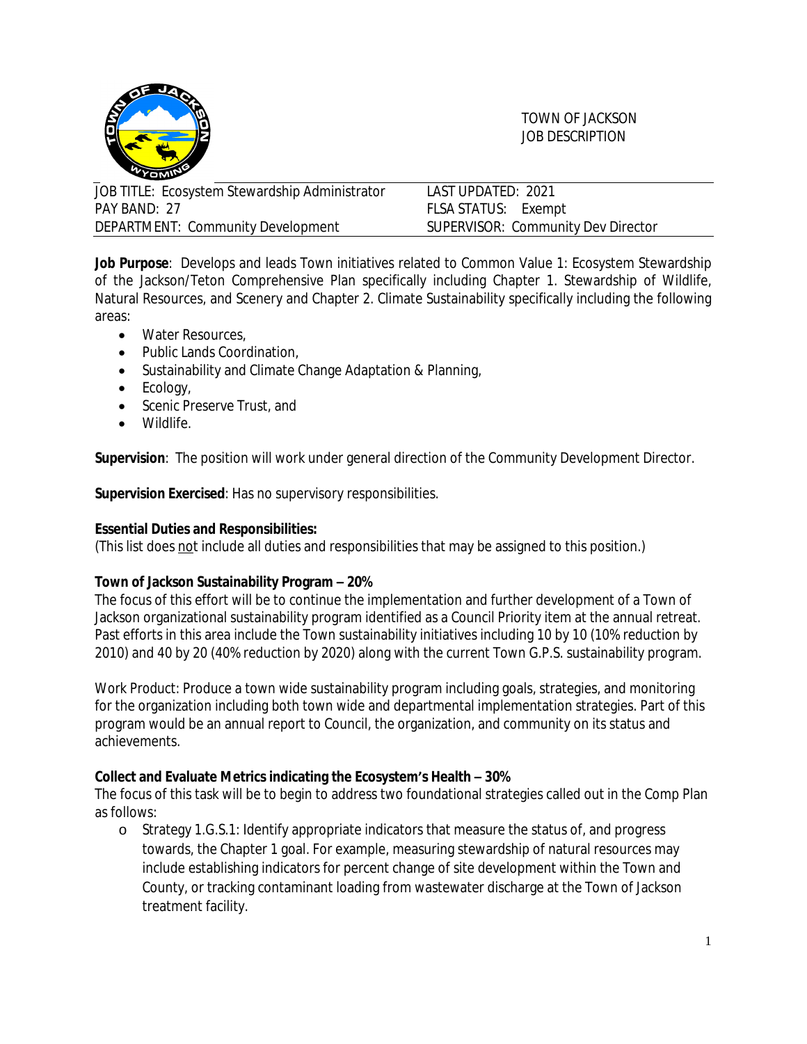TOWN OF JACKSON
JOB DESCRIPTION

| JOB TITLE: Ecosystem Stewardship Administrator | LAST UPDATED: 2021 |
| --- | --- |
| PAY BAND: 27 | FLSA STATUS: Exempt |
| DEPARTMENT: Community Development | SUPERVISOR: Community Dev Director |

**Job Purpose**: Develops and leads Town initiatives related to Common Value 1: Ecosystem Stewardship of the Jackson/Teton Comprehensive Plan specifically including Chapter 1. Stewardship of Wildlife, Natural Resources, and Scenery and Chapter 2. Climate Sustainability specifically including the following areas:

- Water Resources,
- Public Lands Coordination,
- Sustainability and Climate Change Adaptation & Planning,
- Ecology,
- Scenic Preserve Trust, and
- Wildlife.

**Supervision**: The position will work under general direction of the Community Development Director.

**Supervision Exercised**: Has no supervisory responsibilities.

**Essential Duties and Responsibilities:**
(This list does not include all duties and responsibilities that may be assigned to this position.)

**Town of Jackson Sustainability Program – 20%**
The focus of this effort will be to continue the implementation and further development of a Town of Jackson organizational sustainability program identified as a Council Priority item at the annual retreat. Past efforts in this area include the Town sustainability initiatives including 10 by 10 (10% reduction by 2010) and 40 by 20 (40% reduction by 2020) along with the current Town G.P.S. sustainability program.

Work Product: Produce a town wide sustainability program including goals, strategies, and monitoring for the organization including both town wide and departmental implementation strategies. Part of this program would be an annual report to Council, the organization, and community on its status and achievements.

**Collect and Evaluate Metrics indicating the Ecosystem's Health – 30%**
The focus of this task will be to begin to address two foundational strategies called out in the Comp Plan as follows:

- Strategy 1.G.S.1: Identify appropriate indicators that measure the status of, and progress towards, the Chapter 1 goal. For example, measuring stewardship of natural resources may include establishing indicators for percent change of site development within the Town and County, or tracking contaminant loading from wastewater discharge at the Town of Jackson treatment facility.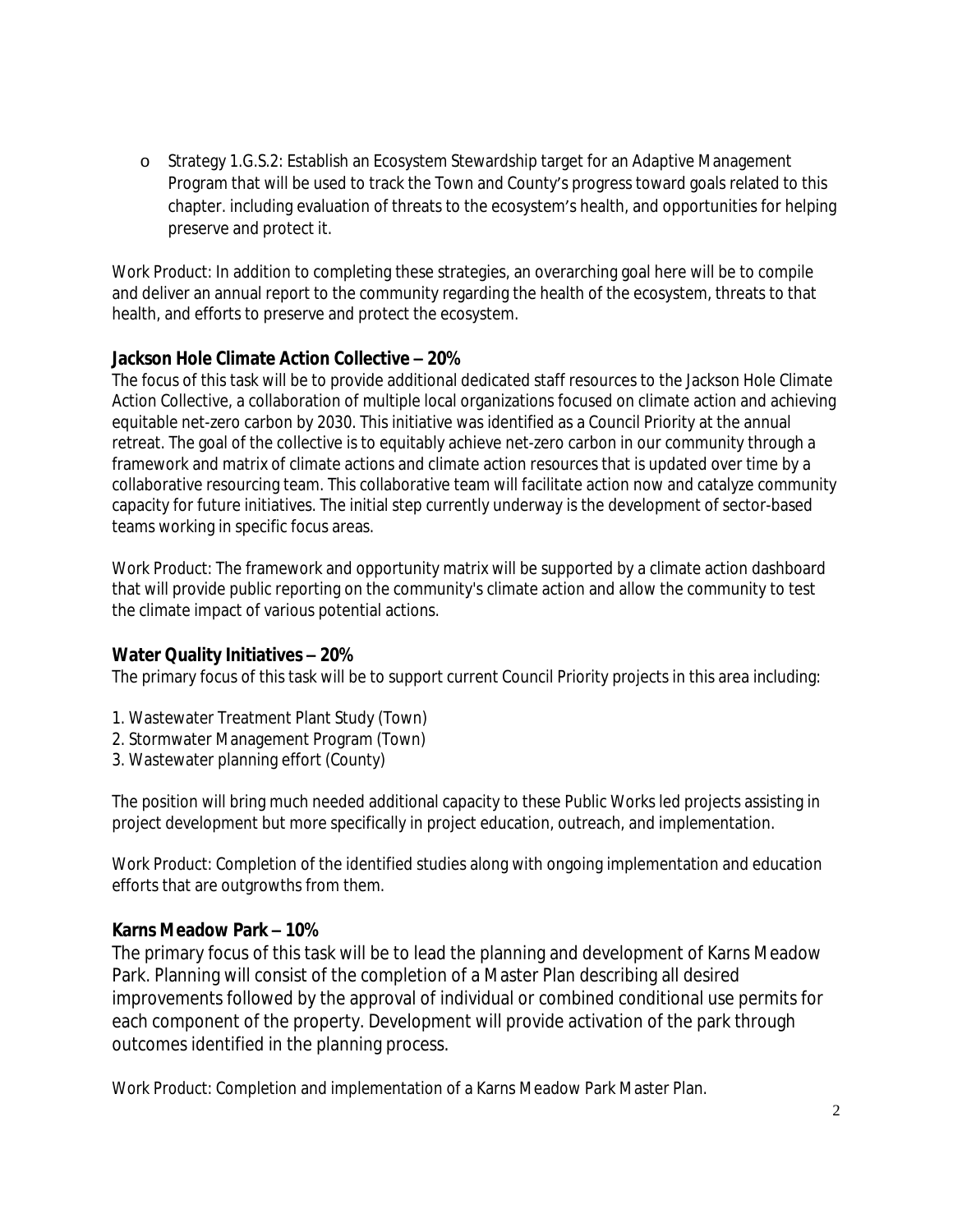- Strategy 1.G.S.2: Establish an Ecosystem Stewardship target for an Adaptive Management Program that will be used to track the Town and County's progress toward goals related to this chapter. including evaluation of threats to the ecosystem's health, and opportunities for helping preserve and protect it.

Work Product: In addition to completing these strategies, an overarching goal here will be to compile and deliver an annual report to the community regarding the health of the ecosystem, threats to that health, and efforts to preserve and protect the ecosystem.

**Jackson Hole Climate Action Collective – 20%**

The focus of this task will be to provide additional dedicated staff resources to the Jackson Hole Climate Action Collective, a collaboration of multiple local organizations focused on climate action and achieving equitable net-zero carbon by 2030. This initiative was identified as a Council Priority at the annual retreat. The goal of the collective is to equitably achieve net-zero carbon in our community through a framework and matrix of climate actions and climate action resources that is updated over time by a collaborative resourcing team. This collaborative team will facilitate action now and catalyze community capacity for future initiatives. The initial step currently underway is the development of sector-based teams working in specific focus areas.

Work Product: The framework and opportunity matrix will be supported by a climate action dashboard that will provide public reporting on the community's climate action and allow the community to test the climate impact of various potential actions.

**Water Quality Initiatives – 20%**

The primary focus of this task will be to support current Council Priority projects in this area including:

1. Wastewater Treatment Plant Study (Town)
2. Stormwater Management Program (Town)
3. Wastewater planning effort (County)

The position will bring much needed additional capacity to these Public Works led projects assisting in project development but more specifically in project education, outreach, and implementation.

Work Product: Completion of the identified studies along with ongoing implementation and education efforts that are outgrowths from them.

**Karns Meadow Park – 10%**

The primary focus of this task will be to lead the planning and development of Karns Meadow Park. Planning will consist of the completion of a Master Plan describing all desired improvements followed by the approval of individual or combined conditional use permits for each component of the property. Development will provide activation of the park through outcomes identified in the planning process.

Work Product: Completion and implementation of a Karns Meadow Park Master Plan.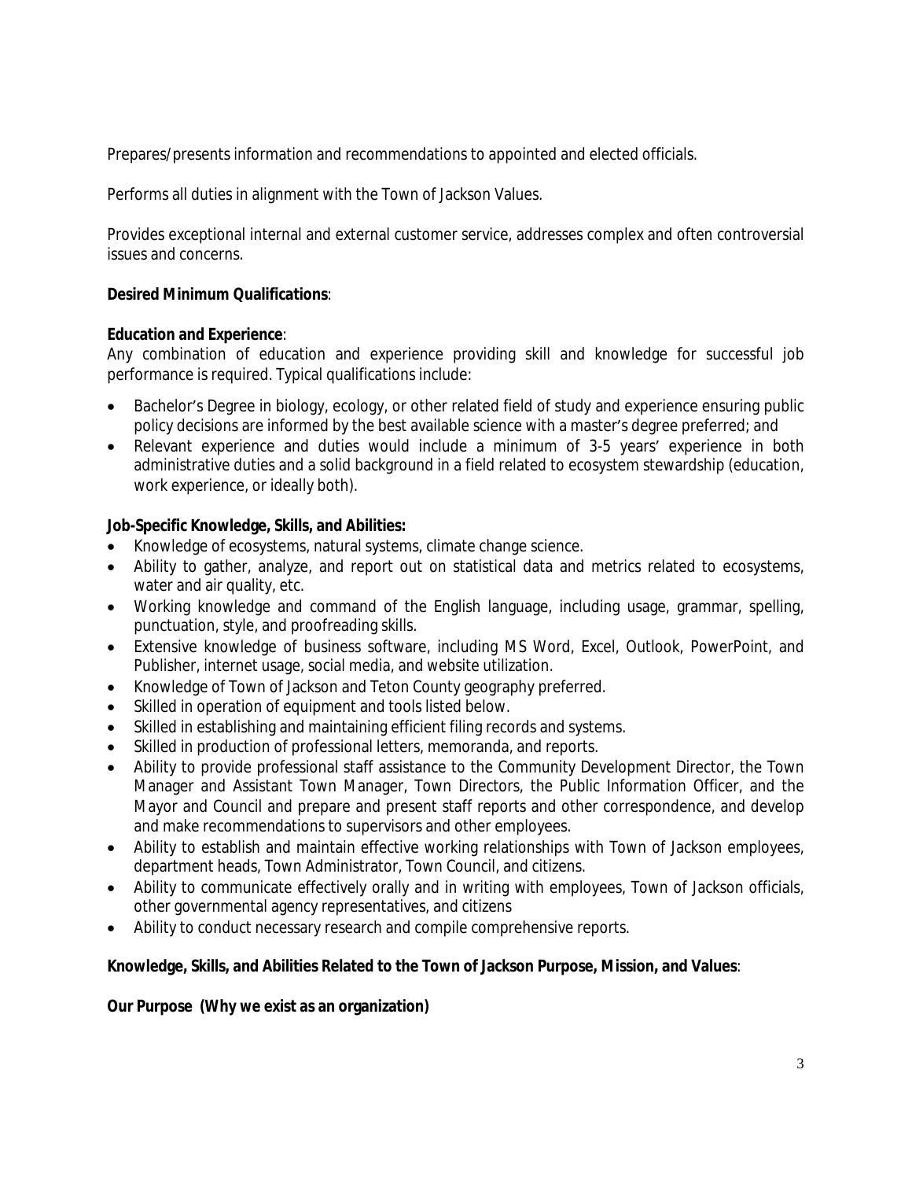Prepares/presents information and recommendations to appointed and elected officials.

Performs all duties in alignment with the Town of Jackson Values.

Provides exceptional internal and external customer service, addresses complex and often controversial issues and concerns.

**Desired Minimum Qualifications**:

**Education and Experience**:
Any combination of education and experience providing skill and knowledge for successful job performance is required. Typical qualifications include:

- Bachelor's Degree in biology, ecology, or other related field of study and experience ensuring public policy decisions are informed by the best available science with a master's degree preferred; and
- Relevant experience and duties would include a minimum of 3-5 years' experience in both administrative duties and a solid background in a field related to ecosystem stewardship (education, work experience, or ideally both).

**Job-Specific Knowledge, Skills, and Abilities:**

- Knowledge of ecosystems, natural systems, climate change science.
- Ability to gather, analyze, and report out on statistical data and metrics related to ecosystems, water and air quality, etc.
- Working knowledge and command of the English language, including usage, grammar, spelling, punctuation, style, and proofreading skills.
- Extensive knowledge of business software, including MS Word, Excel, Outlook, PowerPoint, and Publisher, internet usage, social media, and website utilization.
- Knowledge of Town of Jackson and Teton County geography preferred.
- Skilled in operation of equipment and tools listed below.
- Skilled in establishing and maintaining efficient filing records and systems.
- Skilled in production of professional letters, memoranda, and reports.
- Ability to provide professional staff assistance to the Community Development Director, the Town Manager and Assistant Town Manager, Town Directors, the Public Information Officer, and the Mayor and Council and prepare and present staff reports and other correspondence, and develop and make recommendations to supervisors and other employees.
- Ability to establish and maintain effective working relationships with Town of Jackson employees, department heads, Town Administrator, Town Council, and citizens.
- Ability to communicate effectively orally and in writing with employees, Town of Jackson officials, other governmental agency representatives, and citizens
- Ability to conduct necessary research and compile comprehensive reports.

**Knowledge, Skills, and Abilities Related to the Town of Jackson Purpose, Mission, and Values**:

**Our Purpose (Why we exist as an organization)**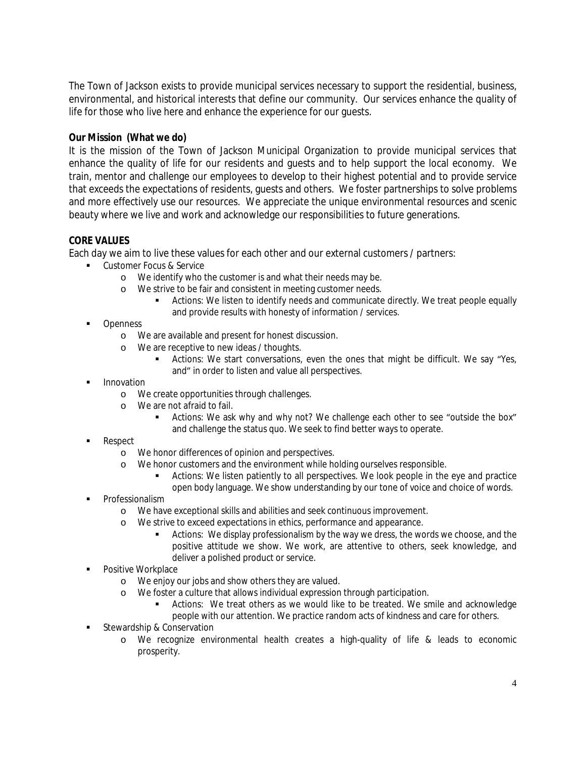The Town of Jackson exists to provide municipal services necessary to support the residential, business, environmental, and historical interests that define our community. Our services enhance the quality of life for those who live here and enhance the experience for our guests.

**Our Mission (What we do)**

It is the mission of the Town of Jackson Municipal Organization to provide municipal services that enhance the quality of life for our residents and guests and to help support the local economy. We train, mentor and challenge our employees to develop to their highest potential and to provide service that exceeds the expectations of residents, guests and others. We foster partnerships to solve problems and more effectively use our resources. We appreciate the unique environmental resources and scenic beauty where we live and work and acknowledge our responsibilities to future generations.

**CORE VALUES**

Each day we aim to live these values for each other and our external customers / partners:

- Customer Focus & Service
  - We identify who the customer is and what their needs may be.
  - We strive to be fair and consistent in meeting customer needs.
    - Actions: We listen to identify needs and communicate directly. We treat people equally and provide results with honesty of information / services.
- Openness
  - We are available and present for honest discussion.
  - We are receptive to new ideas / thoughts.
    - Actions: We start conversations, even the ones that might be difficult. We say "Yes, and" in order to listen and value all perspectives.
- Innovation
  - We create opportunities through challenges.
  - We are not afraid to fail.
    - Actions: We ask why and why not? We challenge each other to see "outside the box" and challenge the status quo. We seek to find better ways to operate.
- Respect
  - We honor differences of opinion and perspectives.
  - We honor customers and the environment while holding ourselves responsible.
    - Actions: We listen patiently to all perspectives. We look people in the eye and practice open body language. We show understanding by our tone of voice and choice of words.
- Professionalism
  - We have exceptional skills and abilities and seek continuous improvement.
  - We strive to exceed expectations in ethics, performance and appearance.
    - Actions: We display professionalism by the way we dress, the words we choose, and the positive attitude we show. We work, are attentive to others, seek knowledge, and deliver a polished product or service.
- Positive Workplace
  - We enjoy our jobs and show others they are valued.
  - We foster a culture that allows individual expression through participation.
    - Actions: We treat others as we would like to be treated. We smile and acknowledge people with our attention. We practice random acts of kindness and care for others.
- Stewardship & Conservation
  - We recognize environmental health creates a high-quality of life & leads to economic prosperity.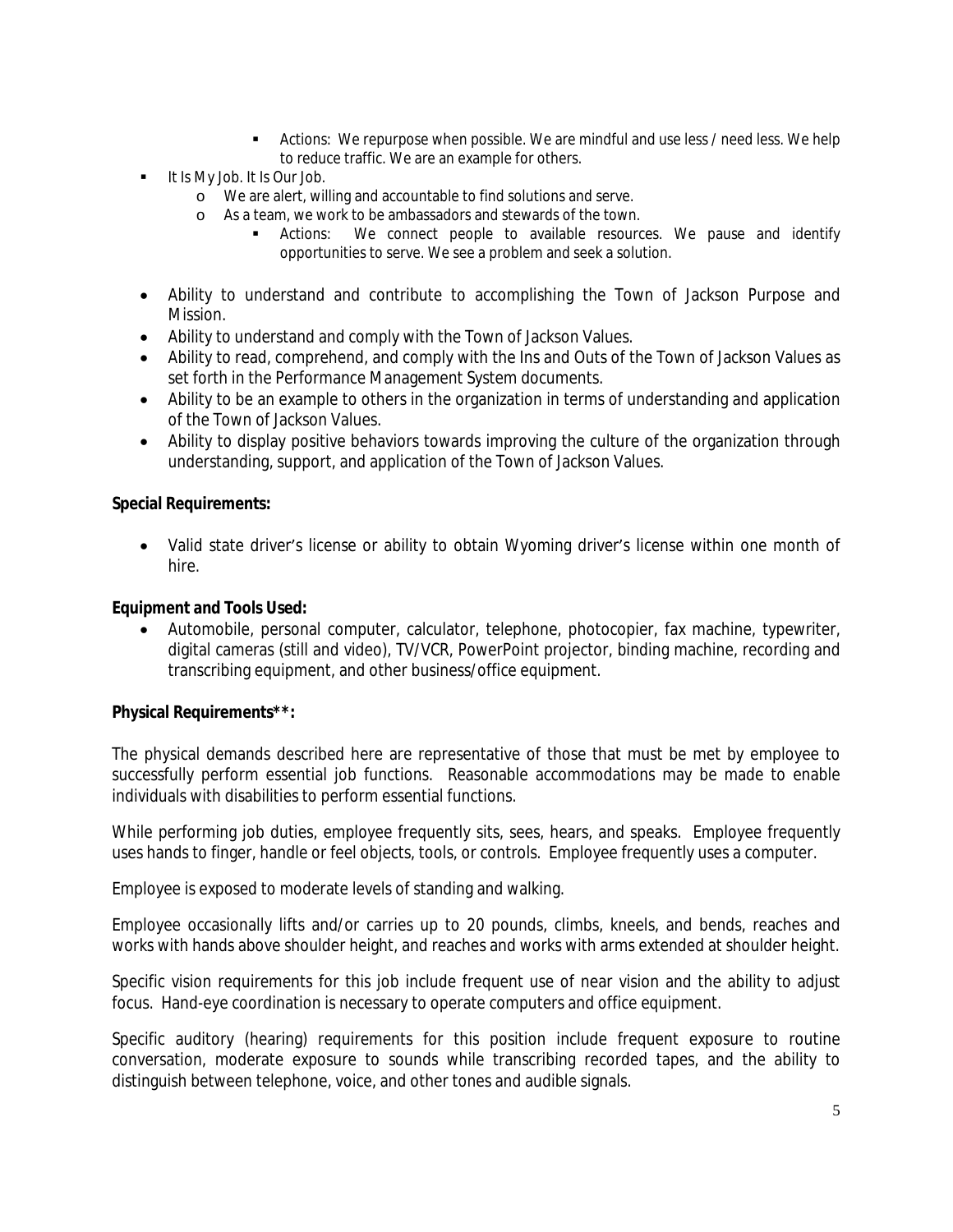- Actions: We repurpose when possible. We are mindful and use less / need less. We help to reduce traffic. We are an example for others.
- It Is My Job. It Is Our Job.
    - We are alert, willing and accountable to find solutions and serve.
    - As a team, we work to be ambassadors and stewards of the town.
        - Actions: We connect people to available resources. We pause and identify opportunities to serve. We see a problem and seek a solution.

- Ability to understand and contribute to accomplishing the Town of Jackson Purpose and Mission.
- Ability to understand and comply with the Town of Jackson Values.
- Ability to read, comprehend, and comply with the Ins and Outs of the Town of Jackson Values as set forth in the Performance Management System documents.
- Ability to be an example to others in the organization in terms of understanding and application of the Town of Jackson Values.
- Ability to display positive behaviors towards improving the culture of the organization through understanding, support, and application of the Town of Jackson Values.

**Special Requirements:**

- Valid state driver's license or ability to obtain Wyoming driver's license within one month of hire.

**Equipment and Tools Used:**

- Automobile, personal computer, calculator, telephone, photocopier, fax machine, typewriter, digital cameras (still and video), TV/VCR, PowerPoint projector, binding machine, recording and transcribing equipment, and other business/office equipment.

**Physical Requirements**:**

The physical demands described here are representative of those that must be met by employee to successfully perform essential job functions. Reasonable accommodations may be made to enable individuals with disabilities to perform essential functions.

While performing job duties, employee frequently sits, sees, hears, and speaks. Employee frequently uses hands to finger, handle or feel objects, tools, or controls. Employee frequently uses a computer.

Employee is exposed to moderate levels of standing and walking.

Employee occasionally lifts and/or carries up to 20 pounds, climbs, kneels, and bends, reaches and works with hands above shoulder height, and reaches and works with arms extended at shoulder height.

Specific vision requirements for this job include frequent use of near vision and the ability to adjust focus. Hand-eye coordination is necessary to operate computers and office equipment.

Specific auditory (hearing) requirements for this position include frequent exposure to routine conversation, moderate exposure to sounds while transcribing recorded tapes, and the ability to distinguish between telephone, voice, and other tones and audible signals.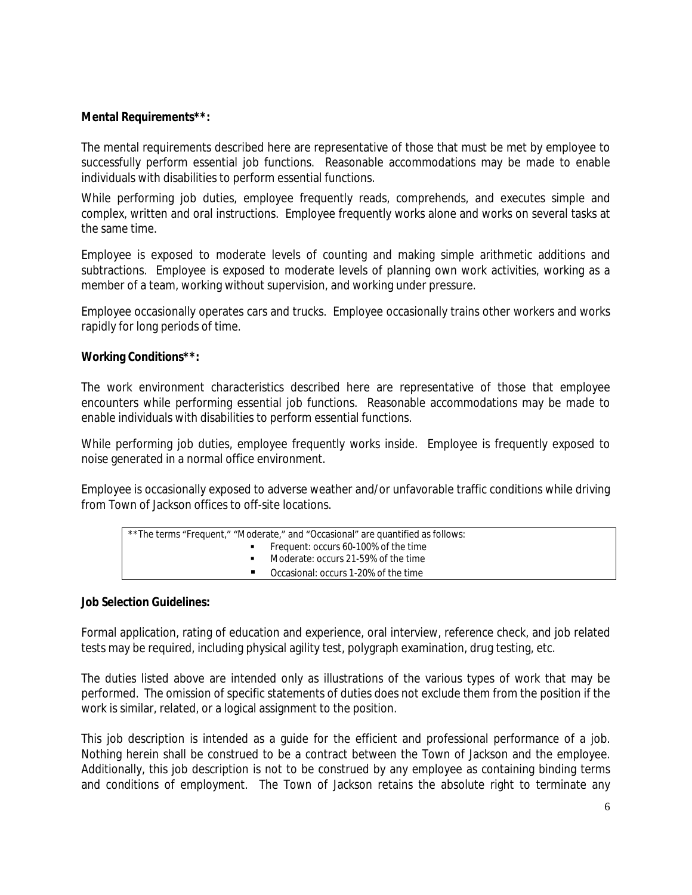**Mental Requirements**:**

The mental requirements described here are representative of those that must be met by employee to successfully perform essential job functions. Reasonable accommodations may be made to enable individuals with disabilities to perform essential functions.

While performing job duties, employee frequently reads, comprehends, and executes simple and complex, written and oral instructions. Employee frequently works alone and works on several tasks at the same time.

Employee is exposed to moderate levels of counting and making simple arithmetic additions and subtractions. Employee is exposed to moderate levels of planning own work activities, working as a member of a team, working without supervision, and working under pressure.

Employee occasionally operates cars and trucks. Employee occasionally trains other workers and works rapidly for long periods of time.

**Working Conditions**:**

The work environment characteristics described here are representative of those that employee encounters while performing essential job functions. Reasonable accommodations may be made to enable individuals with disabilities to perform essential functions.

While performing job duties, employee frequently works inside. Employee is frequently exposed to noise generated in a normal office environment.

Employee is occasionally exposed to adverse weather and/or unfavorable traffic conditions while driving from Town of Jackson offices to off-site locations.

**The terms "Frequent," "Moderate," and "Occasional" are quantified as follows:

- Frequent: occurs 60-100% of the time
- Moderate: occurs 21-59% of the time
- Occasional: occurs 1-20% of the time

**Job Selection Guidelines:**

Formal application, rating of education and experience, oral interview, reference check, and job related tests may be required, including physical agility test, polygraph examination, drug testing, etc.

The duties listed above are intended only as illustrations of the various types of work that may be performed. The omission of specific statements of duties does not exclude them from the position if the work is similar, related, or a logical assignment to the position.

This job description is intended as a guide for the efficient and professional performance of a job. Nothing herein shall be construed to be a contract between the Town of Jackson and the employee. Additionally, this job description is not to be construed by any employee as containing binding terms and conditions of employment. The Town of Jackson retains the absolute right to terminate any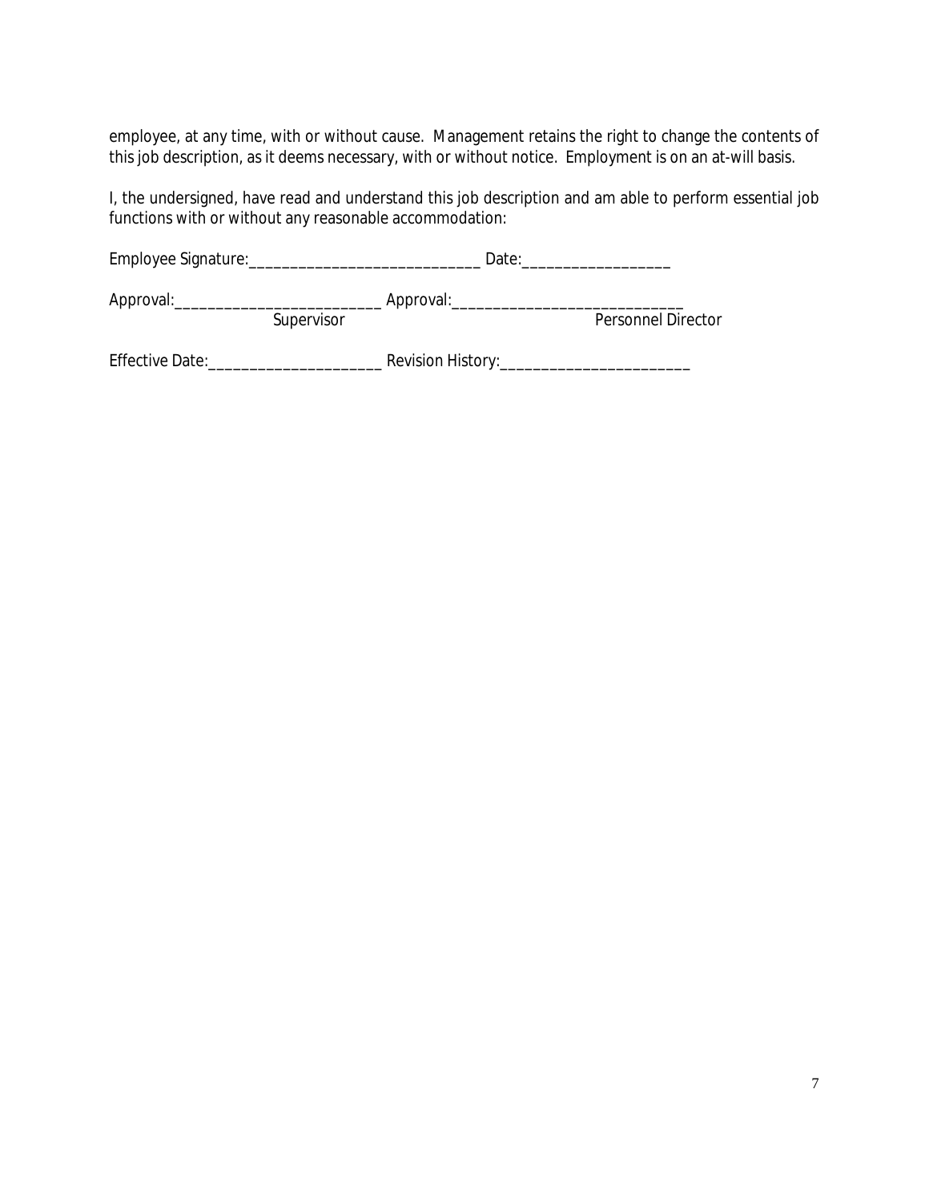employee, at any time, with or without cause. Management retains the right to change the contents of this job description, as it deems necessary, with or without notice. Employment is on an at-will basis.

I, the undersigned, have read and understand this job description and am able to perform essential job functions with or without any reasonable accommodation:

Employee Signature:____________________________ Date:__________________

Approval:_________________________ Approval:____________________________
Supervisor Personnel Director

Effective Date:_____________________ Revision History:_______________________